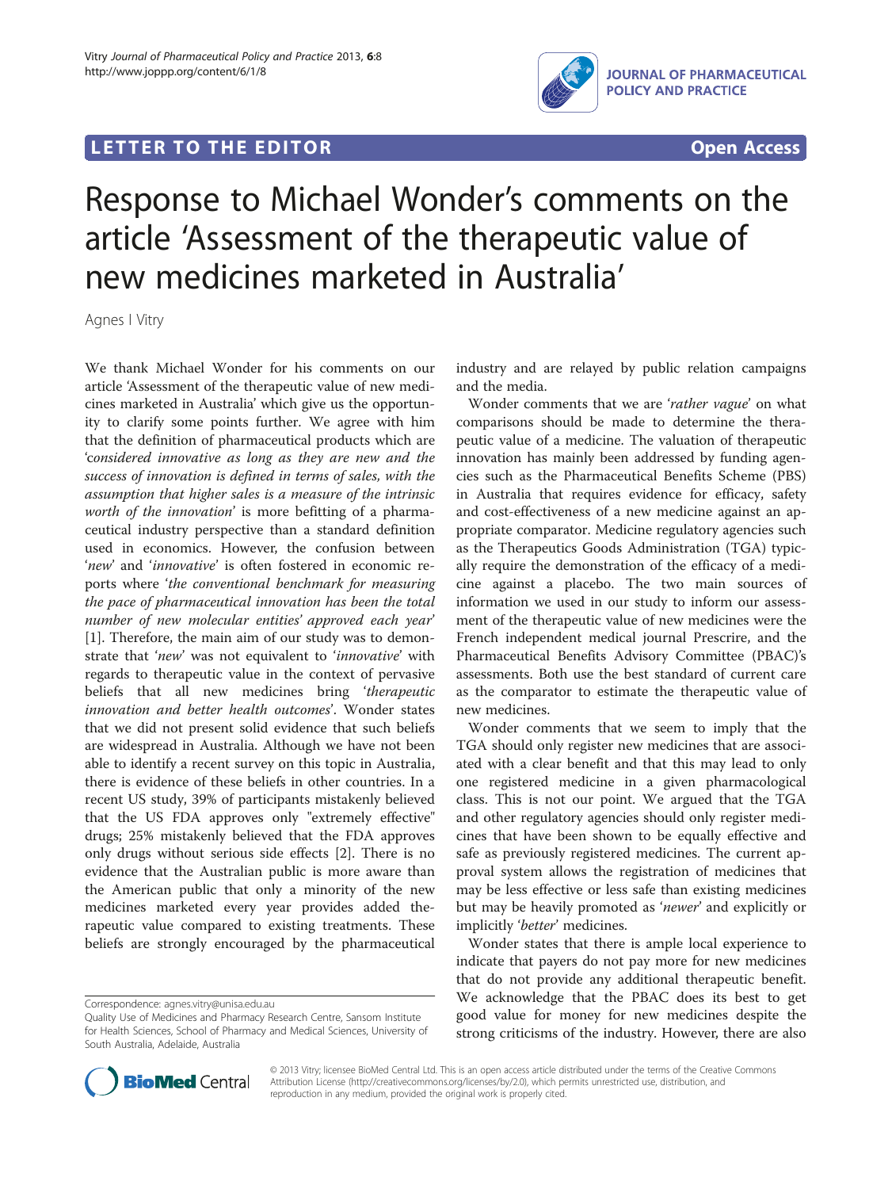LETTER TO THE EDITOR Open Access

# Response to Michael Wonder's comments on the article 'Assessment of the therapeutic value of new medicines marketed in Australia'

Agnes I Vitry

We thank Michael Wonder for his comments on our article 'Assessment of the therapeutic value of new medicines marketed in Australia' which give us the opportunity to clarify some points further. We agree with him that the definition of pharmaceutical products which are '*considered innovative as long as they are new and the success of innovation is defined in terms of sales, with the assumption that higher sales is a measure of the intrinsic worth of the innovation*' is more befitting of a pharmaceutical industry perspective than a standard definition used in economics. However, the confusion between '*new*' and '*innovative*' is often fostered in economic reports where '*the conventional benchmark for measuring the pace of pharmaceutical innovation has been the total number of new molecular entities' approved each year*' [1]. Therefore, the main aim of our study was to demonstrate that '*new*' was not equivalent to '*innovative*' with regards to therapeutic value in the context of pervasive beliefs that all new medicines bring '*therapeutic innovation and better health outcomes*'. Wonder states that we did not present solid evidence that such beliefs are widespread in Australia. Although we have not been able to identify a recent survey on this topic in Australia, there is evidence of these beliefs in other countries. In a recent US study, 39% of participants mistakenly believed that the US FDA approves only "extremely effective" drugs; 25% mistakenly believed that the FDA approves only drugs without serious side effects [2]. There is no evidence that the Australian public is more aware than the American public that only a minority of the new medicines marketed every year provides added therapeutic value compared to existing treatments. These beliefs are strongly encouraged by the pharmaceutical industry and are relayed by public relation campaigns and the media.

Wonder comments that we are '*rather vague*' on what comparisons should be made to determine the therapeutic value of a medicine. The valuation of therapeutic innovation has mainly been addressed by funding agencies such as the Pharmaceutical Benefits Scheme (PBS) in Australia that requires evidence for efficacy, safety and cost-effectiveness of a new medicine against an appropriate comparator. Medicine regulatory agencies such as the Therapeutics Goods Administration (TGA) typically require the demonstration of the efficacy of a medicine against a placebo. The two main sources of information we used in our study to inform our assessment of the therapeutic value of new medicines were the French independent medical journal Prescrire, and the Pharmaceutical Benefits Advisory Committee (PBAC)'s assessments. Both use the best standard of current care as the comparator to estimate the therapeutic value of new medicines.

Wonder comments that we seem to imply that the TGA should only register new medicines that are associated with a clear benefit and that this may lead to only one registered medicine in a given pharmacological class. This is not our point. We argued that the TGA and other regulatory agencies should only register medicines that have been shown to be equally effective and safe as previously registered medicines. The current approval system allows the registration of medicines that may be less effective or less safe than existing medicines but may be heavily promoted as '*newer*' and explicitly or implicitly '*better*' medicines.

Wonder states that there is ample local experience to indicate that payers do not pay more for new medicines that do not provide any additional therapeutic benefit. We acknowledge that the PBAC does its best to get good value for money for new medicines despite the strong criticisms of the industry. However, there are also

Correspondence: agnes.vitry@unisa.edu.au
Quality Use of Medicines and Pharmacy Research Centre, Sansom Institute for Health Sciences, School of Pharmacy and Medical Sciences, University of South Australia, Adelaide, Australia

© 2013 Vitry; licensee BioMed Central Ltd. This is an open access article distributed under the terms of the Creative Commons Attribution License (http://creativecommons.org/licenses/by/2.0), which permits unrestricted use, distribution, and reproduction in any medium, provided the original work is properly cited.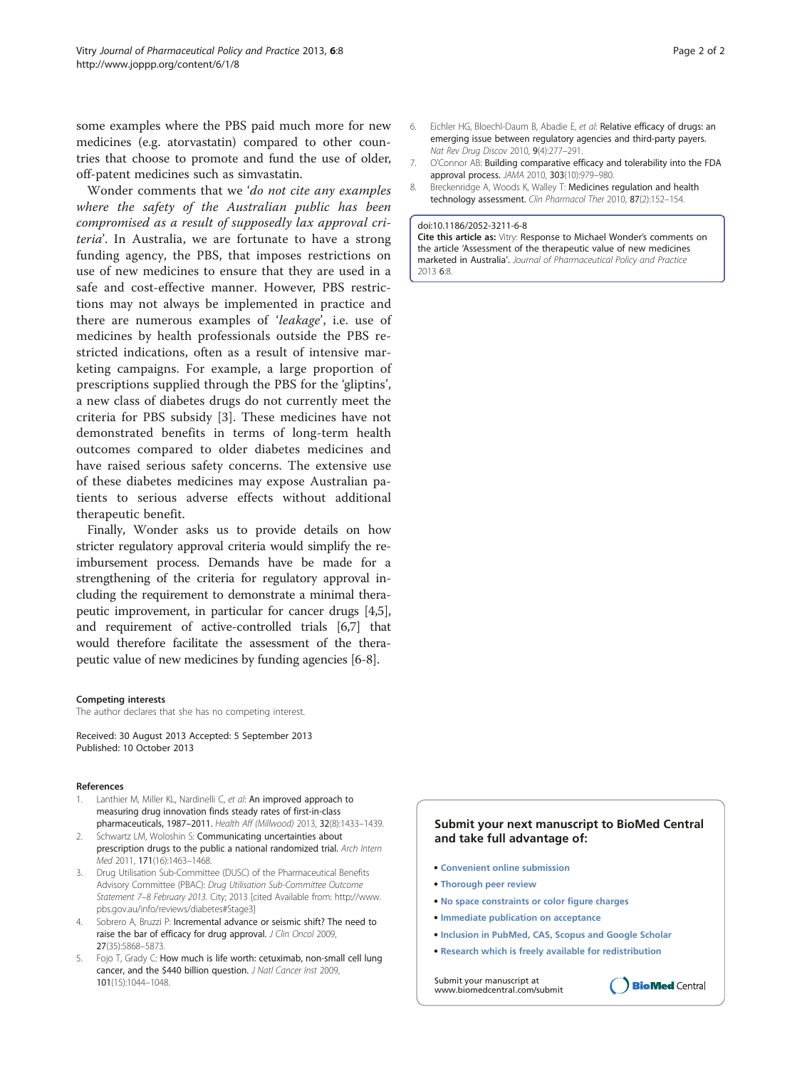some examples where the PBS paid much more for new medicines (e.g. atorvastatin) compared to other countries that choose to promote and fund the use of older, off-patent medicines such as simvastatin.

Wonder comments that we '*do not cite any examples where the safety of the Australian public has been compromised as a result of supposedly lax approval criteria*'. In Australia, we are fortunate to have a strong funding agency, the PBS, that imposes restrictions on use of new medicines to ensure that they are used in a safe and cost-effective manner. However, PBS restrictions may not always be implemented in practice and there are numerous examples of '*leakage*', i.e. use of medicines by health professionals outside the PBS restricted indications, often as a result of intensive marketing campaigns. For example, a large proportion of prescriptions supplied through the PBS for the 'gliptins', a new class of diabetes drugs do not currently meet the criteria for PBS subsidy [3]. These medicines have not demonstrated benefits in terms of long-term health outcomes compared to older diabetes medicines and have raised serious safety concerns. The extensive use of these diabetes medicines may expose Australian patients to serious adverse effects without additional therapeutic benefit.

Finally, Wonder asks us to provide details on how stricter regulatory approval criteria would simplify the reimbursement process. Demands have been made for a strengthening of the criteria for regulatory approval including the requirement to demonstrate a minimal therapeutic improvement, in particular for cancer drugs [4,5], and requirement of active-controlled trials [6,7] that would therefore facilitate the assessment of the therapeutic value of new medicines by funding agencies [6-8].

#### Competing interests

The author declares that she has no competing interest.

Received: 30 August 2013 Accepted: 5 September 2013
Published: 10 October 2013

#### References

1. Lanthier M, Miller KL, Nardinelli C, *et al*: **An improved approach to measuring drug innovation finds steady rates of first-in-class pharmaceuticals, 1987–2011.** *Health Aff (Millwood)* 2013, **32**(8):1433–1439.
2. Schwartz LM, Woloshin S: **Communicating uncertainties about prescription drugs to the public a national randomized trial.** *Arch Intern Med* 2011, **171**(16):1463–1468.
3. Drug Utilisation Sub-Committee (DUSC) of the Pharmaceutical Benefits Advisory Committee (PBAC): *Drug Utilisation Sub-Committee Outcome Statement 7–8 February 2013*. City; 2013 [cited Available from: http://www.pbs.gov.au/info/reviews/diabetes#Stage3]
4. Sobrero A, Bruzzi P: **Incremental advance or seismic shift? The need to raise the bar of efficacy for drug approval.** *J Clin Oncol* 2009, **27**(35):5868–5873.
5. Fojo T, Grady C: **How much is life worth: cetuximab, non-small cell lung cancer, and the $440 billion question.** *J Natl Cancer Inst* 2009, **101**(15):1044–1048.
6. Eichler HG, Bloechl-Daum B, Abadie E, *et al*: **Relative efficacy of drugs: an emerging issue between regulatory agencies and third-party payers.** *Nat Rev Drug Discov* 2010, **9**(4):277–291.
7. O'Connor AB: **Building comparative efficacy and tolerability into the FDA approval process.** *JAMA* 2010, **303**(10):979–980.
8. Breckenridge A, Woods K, Walley T: **Medicines regulation and health technology assessment.** *Clin Pharmacol Ther* 2010, **87**(2):152–154.

doi:10.1186/2052-3211-6-8

**Cite this article as:** Vitry: Response to Michael Wonder's comments on the article 'Assessment of the therapeutic value of new medicines marketed in Australia'. *Journal of Pharmaceutical Policy and Practice* 2013 **6**:8.

**Submit your next manuscript to BioMed Central and take full advantage of:**

- **Convenient online submission**
- **Thorough peer review**
- **No space constraints or color figure charges**
- **Immediate publication on acceptance**
- **Inclusion in PubMed, CAS, Scopus and Google Scholar**
- **Research which is freely available for redistribution**

Submit your manuscript at
www.biomedcentral.com/submit

BioMed Central